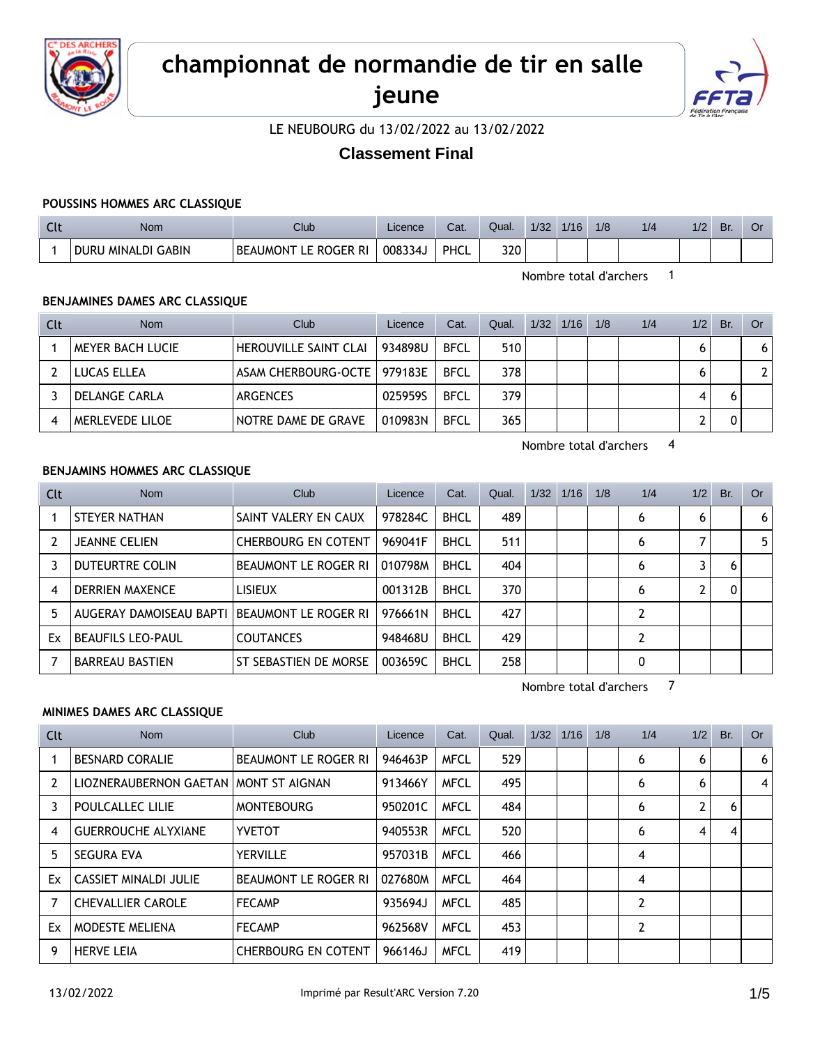# championnat de normandie de tir en salle jeune

LE NEUBOURG du 13/02/2022 au 13/02/2022

## Classement Final

### POUSSINS HOMMES ARC CLASSIQUE

| Clt | Nom | Club | Licence | Cat. | Qual. | 1/32 | 1/16 | 1/8 | 1/4 | 1/2 | Br. | Or |
|---|---|---|---|---|---|---|---|---|---|---|---|---|
| 1 | DURU MINALDI GABIN | BEAUMONT LE ROGER RI | 008334J | PHCL | 320 | | | | | | | |

Nombre total d'archers 1

### BENJAMINES DAMES ARC CLASSIQUE

| Clt | Nom | Club | Licence | Cat. | Qual. | 1/32 | 1/16 | 1/8 | 1/4 | 1/2 | Br. | Or |
|---|---|---|---|---|---|---|---|---|---|---|---|---|
| 1 | MEYER BACH LUCIE | HEROUVILLE SAINT CLAI | 934898U | BFCL | 510 | | | | | 6 | | 6 |
| 2 | LUCAS ELLEA | ASAM CHERBOURG-OCTE | 979183E | BFCL | 378 | | | | | 6 | | 2 |
| 3 | DELANGE CARLA | ARGENCES | 025959S | BFCL | 379 | | | | | 4 | 6 | |
| 4 | MERLEVEDE LILOE | NOTRE DAME DE GRAVE | 010983N | BFCL | 365 | | | | | 2 | 0 | |

Nombre total d'archers 4

### BENJAMINS HOMMES ARC CLASSIQUE

| Clt | Nom | Club | Licence | Cat. | Qual. | 1/32 | 1/16 | 1/8 | 1/4 | 1/2 | Br. | Or |
|---|---|---|---|---|---|---|---|---|---|---|---|---|
| 1 | STEYER NATHAN | SAINT VALERY EN CAUX | 978284C | BHCL | 489 | | | | 6 | 6 | | 6 |
| 2 | JEANNE CELIEN | CHERBOURG EN COTENT | 969041F | BHCL | 511 | | | | 6 | 7 | | 5 |
| 3 | DUTEURTRE COLIN | BEAUMONT LE ROGER RI | 010798M | BHCL | 404 | | | | 6 | 3 | 6 | |
| 4 | DERRIEN MAXENCE | LISIEUX | 001312B | BHCL | 370 | | | | 6 | 2 | 0 | |
| 5 | AUGERAY DAMOISEAU BAPTI | BEAUMONT LE ROGER RI | 976661N | BHCL | 427 | | | | 2 | | | |
| Ex | BEAUFILS LEO-PAUL | COUTANCES | 948468U | BHCL | 429 | | | | 2 | | | |
| 7 | BARREAU BASTIEN | ST SEBASTIEN DE MORSE | 003659C | BHCL | 258 | | | | 0 | | | |

Nombre total d'archers 7

### MINIMES DAMES ARC CLASSIQUE

| Clt | Nom | Club | Licence | Cat. | Qual. | 1/32 | 1/16 | 1/8 | 1/4 | 1/2 | Br. | Or |
|---|---|---|---|---|---|---|---|---|---|---|---|---|
| 1 | BESNARD CORALIE | BEAUMONT LE ROGER RI | 946463P | MFCL | 529 | | | | 6 | 6 | | 6 |
| 2 | LIOZNERAUBERNON GAETAN | MONT ST AIGNAN | 913466Y | MFCL | 495 | | | | 6 | 6 | | 4 |
| 3 | POULCALLEC LILIE | MONTEBOURG | 950201C | MFCL | 484 | | | | 6 | 2 | 6 | |
| 4 | GUERROUCHE ALYXIANE | YVETOT | 940553R | MFCL | 520 | | | | 6 | 4 | 4 | |
| 5 | SEGURA EVA | YERVILLE | 957031B | MFCL | 466 | | | | 4 | | | |
| Ex | CASSIET MINALDI JULIE | BEAUMONT LE ROGER RI | 027680M | MFCL | 464 | | | | 4 | | | |
| 7 | CHEVALLIER CAROLE | FECAMP | 935694J | MFCL | 485 | | | | 2 | | | |
| Ex | MODESTE MELIENA | FECAMP | 962568V | MFCL | 453 | | | | 2 | | | |
| 9 | HERVE LEIA | CHERBOURG EN COTENT | 966146J | MFCL | 419 | | | | | | | |

13/02/2022 Imprimé par Result'ARC Version 7.20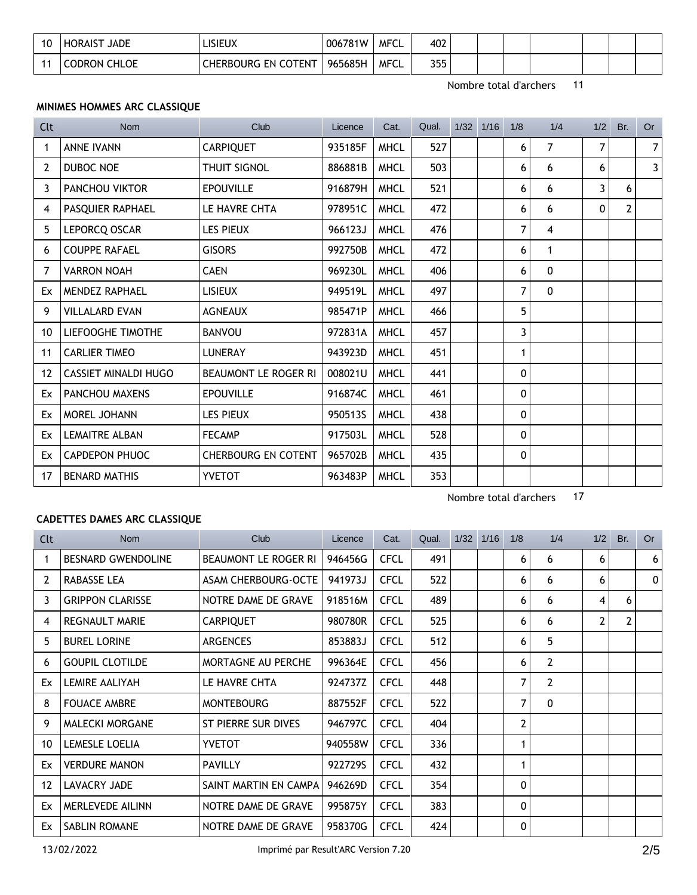| Clt | Nom | Club | Licence | Cat. | Qual. | 1/32 | 1/16 | 1/8 | 1/4 | 1/2 | Br. | Or |
|---|---|---|---|---|---|---|---|---|---|---|---|---|
| 10 | HORAIST JADE | LISIEUX | 006781W | MFCL | 402 | | | | | | | |
| 11 | CODRON CHLOE | CHERBOURG EN COTENT | 965685H | MFCL | 355 | | | | | | | |

Nombre total d'archers 11

**MINIMES HOMMES ARC CLASSIQUE**

| Clt | Nom | Club | Licence | Cat. | Qual. | 1/32 | 1/16 | 1/8 | 1/4 | 1/2 | Br. | Or |
|---|---|---|---|---|---|---|---|---|---|---|---|---|
| 1 | ANNE IVANN | CARPIQUET | 935185F | MHCL | 527 | | | 6 | 7 | 7 | | 7 |
| 2 | DUBOC NOE | THUIT SIGNOL | 886881B | MHCL | 503 | | | 6 | 6 | 6 | | 3 |
| 3 | PANCHOU VIKTOR | EPOUVILLE | 916879H | MHCL | 521 | | | 6 | 6 | 3 | 6 | |
| 4 | PASQUIER RAPHAEL | LE HAVRE CHTA | 978951C | MHCL | 472 | | | 6 | 6 | 0 | 2 | |
| 5 | LEPORCQ OSCAR | LES PIEUX | 966123J | MHCL | 476 | | | 7 | 4 | | | |
| 6 | COUPPE RAFAEL | GISORS | 992750B | MHCL | 472 | | | 6 | 1 | | | |
| 7 | VARRON NOAH | CAEN | 969230L | MHCL | 406 | | | 6 | 0 | | | |
| Ex | MENDEZ RAPHAEL | LISIEUX | 949519L | MHCL | 497 | | | 7 | 0 | | | |
| 9 | VILLALARD EVAN | AGNEAUX | 985471P | MHCL | 466 | | | 5 | | | | |
| 10 | LIEFOOGHE TIMOTHE | BANVOU | 972831A | MHCL | 457 | | | 3 | | | | |
| 11 | CARLIER TIMEO | LUNERAY | 943923D | MHCL | 451 | | | 1 | | | | |
| 12 | CASSIET MINALDI HUGO | BEAUMONT LE ROGER RI | 008021U | MHCL | 441 | | | 0 | | | | |
| Ex | PANCHOU MAXENS | EPOUVILLE | 916874C | MHCL | 461 | | | 0 | | | | |
| Ex | MOREL JOHANN | LES PIEUX | 950513S | MHCL | 438 | | | 0 | | | | |
| Ex | LEMAITRE ALBAN | FECAMP | 917503L | MHCL | 528 | | | 0 | | | | |
| Ex | CAPDEPON PHUOC | CHERBOURG EN COTENT | 965702B | MHCL | 435 | | | 0 | | | | |
| 17 | BENARD MATHIS | YVETOT | 963483P | MHCL | 353 | | | | | | | |

Nombre total d'archers 17

**CADETTES DAMES ARC CLASSIQUE**

| Clt | Nom | Club | Licence | Cat. | Qual. | 1/32 | 1/16 | 1/8 | 1/4 | 1/2 | Br. | Or |
|---|---|---|---|---|---|---|---|---|---|---|---|---|
| 1 | BESNARD GWENDOLINE | BEAUMONT LE ROGER RI | 946456G | CFCL | 491 | | | 6 | 6 | 6 | | 6 |
| 2 | RABASSE LEA | ASAM CHERBOURG-OCTE | 941973J | CFCL | 522 | | | 6 | 6 | 6 | | 0 |
| 3 | GRIPPON CLARISSE | NOTRE DAME DE GRAVE | 918516M | CFCL | 489 | | | 6 | 6 | 4 | 6 | |
| 4 | REGNAULT MARIE | CARPIQUET | 980780R | CFCL | 525 | | | 6 | 6 | 2 | 2 | |
| 5 | BUREL LORINE | ARGENCES | 853883J | CFCL | 512 | | | 6 | 5 | | | |
| 6 | GOUPIL CLOTILDE | MORTAGNE AU PERCHE | 996364E | CFCL | 456 | | | 6 | 2 | | | |
| Ex | LEMIRE AALIYAH | LE HAVRE CHTA | 924737Z | CFCL | 448 | | | 7 | 2 | | | |
| 8 | FOUACE AMBRE | MONTEBOURG | 887552F | CFCL | 522 | | | 7 | 0 | | | |
| 9 | MALECKI MORGANE | ST PIERRE SUR DIVES | 946797C | CFCL | 404 | | | 2 | | | | |
| 10 | LEMESLE LOELIA | YVETOT | 940558W | CFCL | 336 | | | 1 | | | | |
| Ex | VERDURE MANON | PAVILLY | 922729S | CFCL | 432 | | | 1 | | | | |
| 12 | LAVACRY JADE | SAINT MARTIN EN CAMPA | 946269D | CFCL | 354 | | | 0 | | | | |
| Ex | MERLEVEDE AILINN | NOTRE DAME DE GRAVE | 995875Y | CFCL | 383 | | | 0 | | | | |
| Ex | SABLIN ROMANE | NOTRE DAME DE GRAVE | 958370G | CFCL | 424 | | | 0 | | | | |

13/02/2022 Imprimé par Result'ARC Version 7.20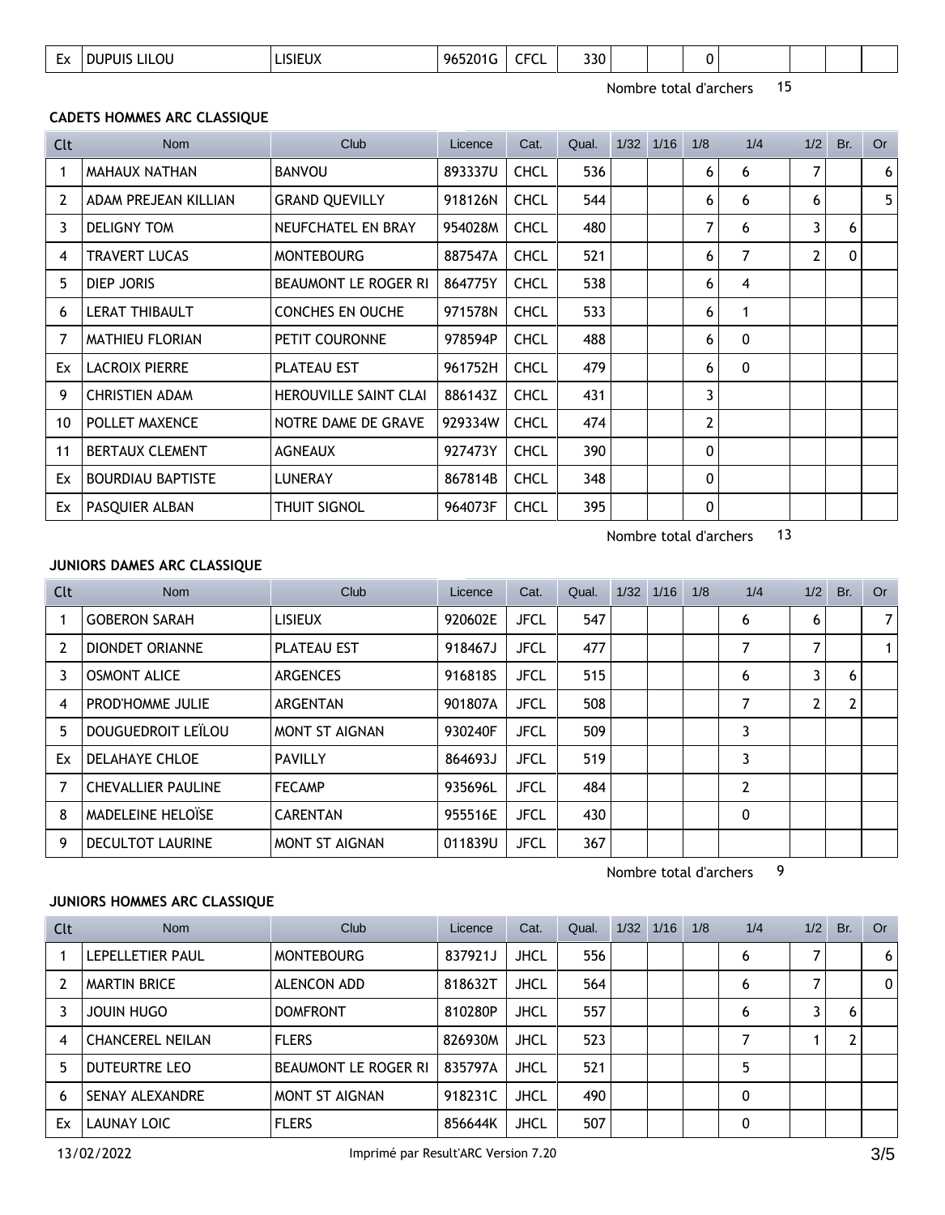| Ex | DUPUIS LILOU | LISIEUX | 965201G | CFCL | 330 | | | 0 | | | | |
|---|---|---|---|---|---|---|---|---|---|---|---|---|

Nombre total d'archers 15

### CADETS HOMMES ARC CLASSIQUE

| Clt | Nom | Club | Licence | Cat. | Qual. | 1/32 | 1/16 | 1/8 | 1/4 | 1/2 | Br. | Or |
|---|---|---|---|---|---|---|---|---|---|---|---|---|
| 1 | MAHAUX NATHAN | BANVOU | 893337U | CHCL | 536 | | | 6 | 6 | 7 | | 6 |
| 2 | ADAM PREJEAN KILLIAN | GRAND QUEVILLY | 918126N | CHCL | 544 | | | 6 | 6 | 6 | | 5 |
| 3 | DELIGNY TOM | NEUFCHATEL EN BRAY | 954028M | CHCL | 480 | | | 7 | 6 | 3 | 6 | |
| 4 | TRAVERT LUCAS | MONTEBOURG | 887547A | CHCL | 521 | | | 6 | 7 | 2 | 0 | |
| 5 | DIEP JORIS | BEAUMONT LE ROGER RI | 864775Y | CHCL | 538 | | | 6 | 4 | | | |
| 6 | LERAT THIBAULT | CONCHES EN OUCHE | 971578N | CHCL | 533 | | | 6 | 1 | | | |
| 7 | MATHIEU FLORIAN | PETIT COURONNE | 978594P | CHCL | 488 | | | 6 | 0 | | | |
| Ex | LACROIX PIERRE | PLATEAU EST | 961752H | CHCL | 479 | | | 6 | 0 | | | |
| 9 | CHRISTIEN ADAM | HEROUVILLE SAINT CLAI | 886143Z | CHCL | 431 | | | 3 | | | | |
| 10 | POLLET MAXENCE | NOTRE DAME DE GRAVE | 929334W | CHCL | 474 | | | 2 | | | | |
| 11 | BERTAUX CLEMENT | AGNEAUX | 927473Y | CHCL | 390 | | | 0 | | | | |
| Ex | BOURDIAU BAPTISTE | LUNERAY | 867814B | CHCL | 348 | | | 0 | | | | |
| Ex | PASQUIER ALBAN | THUIT SIGNOL | 964073F | CHCL | 395 | | | 0 | | | | |

Nombre total d'archers 13

### JUNIORS DAMES ARC CLASSIQUE

| Clt | Nom | Club | Licence | Cat. | Qual. | 1/32 | 1/16 | 1/8 | 1/4 | 1/2 | Br. | Or |
|---|---|---|---|---|---|---|---|---|---|---|---|---|
| 1 | GOBERON SARAH | LISIEUX | 920602E | JFCL | 547 | | | | 6 | 6 | | 7 |
| 2 | DIONDET ORIANNE | PLATEAU EST | 918467J | JFCL | 477 | | | | 7 | 7 | | 1 |
| 3 | OSMONT ALICE | ARGENCES | 916818S | JFCL | 515 | | | | 6 | 3 | 6 | |
| 4 | PROD'HOMME JULIE | ARGENTAN | 901807A | JFCL | 508 | | | | 7 | 2 | 2 | |
| 5 | DOUGUEDROIT LEÏLOU | MONT ST AIGNAN | 930240F | JFCL | 509 | | | | 3 | | | |
| Ex | DELAHAYE CHLOE | PAVILLY | 864693J | JFCL | 519 | | | | 3 | | | |
| 7 | CHEVALLIER PAULINE | FECAMP | 935696L | JFCL | 484 | | | | 2 | | | |
| 8 | MADELEINE HELOÏSE | CARENTAN | 955516E | JFCL | 430 | | | | 0 | | | |
| 9 | DECULTOT LAURINE | MONT ST AIGNAN | 011839U | JFCL | 367 | | | | | | | |

Nombre total d'archers 9

### JUNIORS HOMMES ARC CLASSIQUE

| Clt | Nom | Club | Licence | Cat. | Qual. | 1/32 | 1/16 | 1/8 | 1/4 | 1/2 | Br. | Or |
|---|---|---|---|---|---|---|---|---|---|---|---|---|
| 1 | LEPELLETIER PAUL | MONTEBOURG | 837921J | JHCL | 556 | | | | 6 | 7 | | 6 |
| 2 | MARTIN BRICE | ALENCON ADD | 818632T | JHCL | 564 | | | | 6 | 7 | | 0 |
| 3 | JOUIN HUGO | DOMFRONT | 810280P | JHCL | 557 | | | | 6 | 3 | 6 | |
| 4 | CHANCEREL NEILAN | FLERS | 826930M | JHCL | 523 | | | | 7 | 1 | 2 | |
| 5 | DUTEURTRE LEO | BEAUMONT LE ROGER RI | 835797A | JHCL | 521 | | | | 5 | | | |
| 6 | SENAY ALEXANDRE | MONT ST AIGNAN | 918231C | JHCL | 490 | | | | 0 | | | |
| Ex | LAUNAY LOIC | FLERS | 856644K | JHCL | 507 | | | | 0 | | | |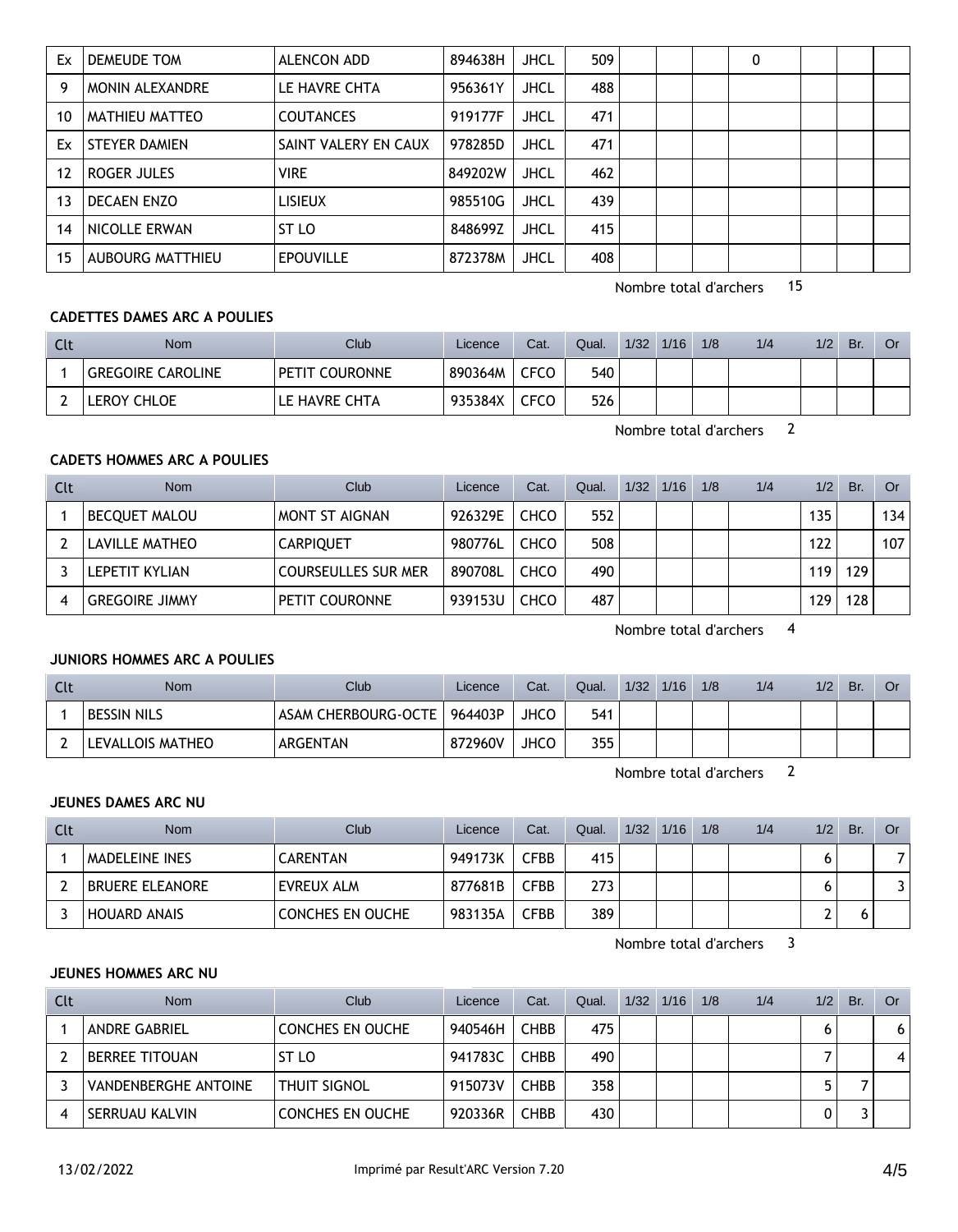| Clt | Nom | Club | Licence | Cat. | Qual. | 1/32 | 1/16 | 1/8 | 1/4 | 1/2 | Br. | Or |
|---|---|---|---|---|---|---|---|---|---|---|---|---|
| Ex | DEMEUDE TOM | ALENCON ADD | 894638H | JHCL | 509 | | | | 0 | | | |
| 9 | MONIN ALEXANDRE | LE HAVRE CHTA | 956361Y | JHCL | 488 | | | | | | | |
| 10 | MATHIEU MATTEO | COUTANCES | 919177F | JHCL | 471 | | | | | | | |
| Ex | STEYER DAMIEN | SAINT VALERY EN CAUX | 978285D | JHCL | 471 | | | | | | | |
| 12 | ROGER JULES | VIRE | 849202W | JHCL | 462 | | | | | | | |
| 13 | DECAEN ENZO | LISIEUX | 985510G | JHCL | 439 | | | | | | | |
| 14 | NICOLLE ERWAN | ST LO | 848699Z | JHCL | 415 | | | | | | | |
| 15 | AUBOURG MATTHIEU | EPOUVILLE | 872378M | JHCL | 408 | | | | | | | |

Nombre total d'archers 15

### CADETTES DAMES ARC A POULIES

| Clt | Nom | Club | Licence | Cat. | Qual. | 1/32 | 1/16 | 1/8 | 1/4 | 1/2 | Br. | Or |
|---|---|---|---|---|---|---|---|---|---|---|---|---|
| 1 | GREGOIRE CAROLINE | PETIT COURONNE | 890364M | CFCO | 540 | | | | | | | |
| 2 | LEROY CHLOE | LE HAVRE CHTA | 935384X | CFCO | 526 | | | | | | | |

Nombre total d'archers 2

### CADETS HOMMES ARC A POULIES

| Clt | Nom | Club | Licence | Cat. | Qual. | 1/32 | 1/16 | 1/8 | 1/4 | 1/2 | Br. | Or |
|---|---|---|---|---|---|---|---|---|---|---|---|---|
| 1 | BECQUET MALOU | MONT ST AIGNAN | 926329E | CHCO | 552 | | | | | 135 | | 134 |
| 2 | LAVILLE MATHEO | CARPIQUET | 980776L | CHCO | 508 | | | | | 122 | | 107 |
| 3 | LEPETIT KYLIAN | COURSEULLES SUR MER | 890708L | CHCO | 490 | | | | | 119 | 129 | |
| 4 | GREGOIRE JIMMY | PETIT COURONNE | 939153U | CHCO | 487 | | | | | 129 | 128 | |

Nombre total d'archers 4

### JUNIORS HOMMES ARC A POULIES

| Clt | Nom | Club | Licence | Cat. | Qual. | 1/32 | 1/16 | 1/8 | 1/4 | 1/2 | Br. | Or |
|---|---|---|---|---|---|---|---|---|---|---|---|---|
| 1 | BESSIN NILS | ASAM CHERBOURG-OCTE | 964403P | JHCO | 541 | | | | | | | |
| 2 | LEVALLOIS MATHEO | ARGENTAN | 872960V | JHCO | 355 | | | | | | | |

Nombre total d'archers 2

### JEUNES DAMES ARC NU

| Clt | Nom | Club | Licence | Cat. | Qual. | 1/32 | 1/16 | 1/8 | 1/4 | 1/2 | Br. | Or |
|---|---|---|---|---|---|---|---|---|---|---|---|---|
| 1 | MADELEINE INES | CARENTAN | 949173K | CFBB | 415 | | | | | 6 | | 7 |
| 2 | BRUERE ELEANORE | EVREUX ALM | 877681B | CFBB | 273 | | | | | 6 | | 3 |
| 3 | HOUARD ANAIS | CONCHES EN OUCHE | 983135A | CFBB | 389 | | | | | 2 | 6 | |

Nombre total d'archers 3

### JEUNES HOMMES ARC NU

| Clt | Nom | Club | Licence | Cat. | Qual. | 1/32 | 1/16 | 1/8 | 1/4 | 1/2 | Br. | Or |
|---|---|---|---|---|---|---|---|---|---|---|---|---|
| 1 | ANDRE GABRIEL | CONCHES EN OUCHE | 940546H | CHBB | 475 | | | | | 6 | | 6 |
| 2 | BERREE TITOUAN | ST LO | 941783C | CHBB | 490 | | | | | 7 | | 4 |
| 3 | VANDENBERGHE ANTOINE | THUIT SIGNOL | 915073V | CHBB | 358 | | | | | 5 | 7 | |
| 4 | SERRUAU KALVIN | CONCHES EN OUCHE | 920336R | CHBB | 430 | | | | | 0 | 3 | |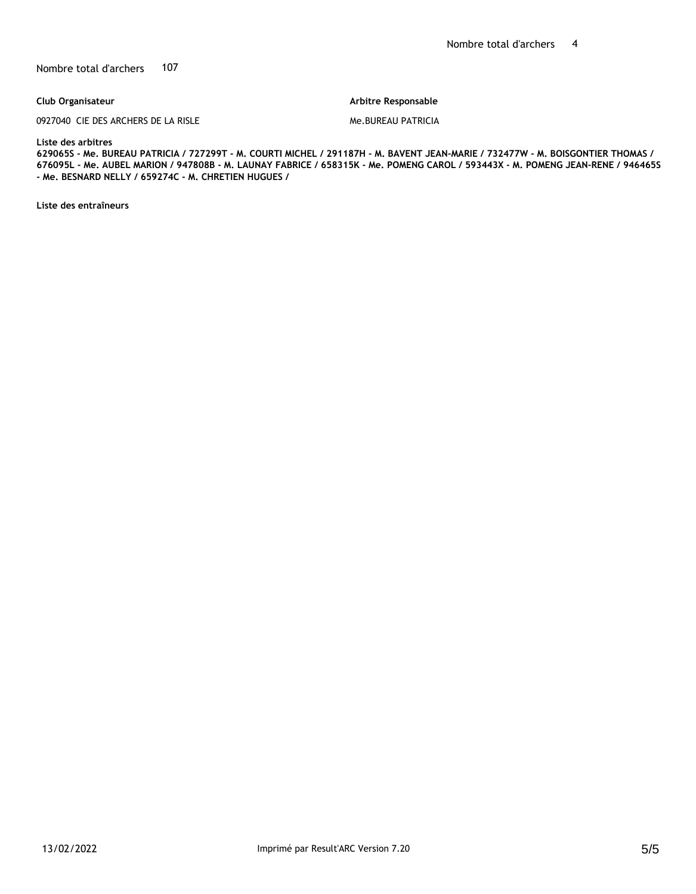Nombre total d'archers 4

Nombre total d'archers 107

**Club Organisateur**

0927040 CIE DES ARCHERS DE LA RISLE

**Arbitre Responsable**

Me.BUREAU PATRICIA

**Liste des arbitres**

**629065S - Me. BUREAU PATRICIA / 727299T - M. COURTI MICHEL / 291187H - M. BAVENT JEAN-MARIE / 732477W - M. BOISGONTIER THOMAS / 676095L - Me. AUBEL MARION / 947808B - M. LAUNAY FABRICE / 658315K - Me. POMENG CAROL / 593443X - M. POMENG JEAN-RENE / 946465S - Me. BESNARD NELLY / 659274C - M. CHRETIEN HUGUES /**

**Liste des entraîneurs**

13/02/2022 Imprimé par Result'ARC Version 7.20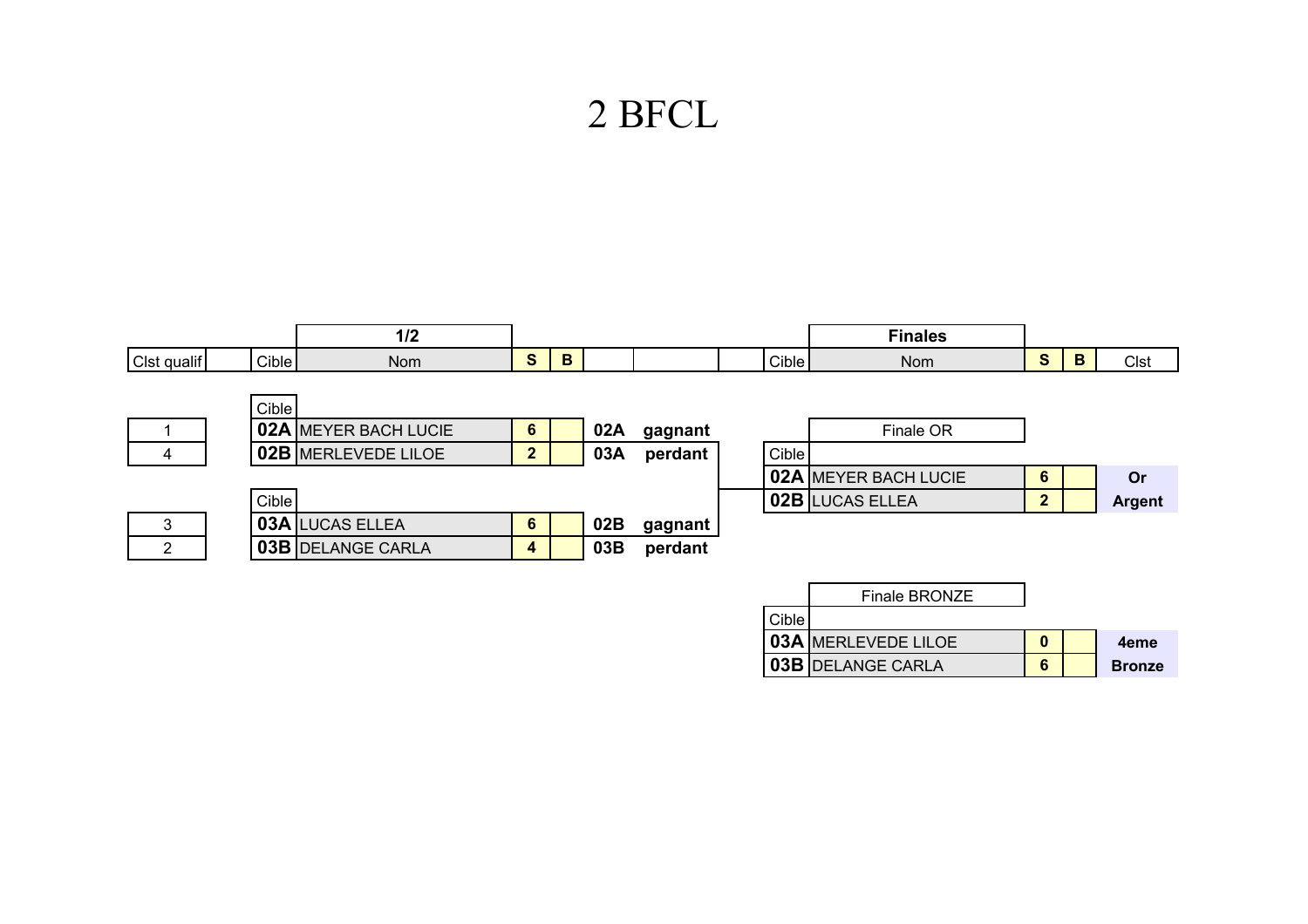# 2 BFCL

## 1/2

| Clst qualif | Cible | Nom | S | B | | |
|---|---|---|---|---|---|---|
| 1 | 02A | MEYER BACH LUCIE | 6 | | 02A | gagnant |
| 4 | 02B | MERLEVEDE LILOE | 2 | | 03A | perdant |
| 3 | 03A | LUCAS ELLEA | 6 | | 02B | gagnant |
| 2 | 03B | DELANGE CARLA | 4 | | 03B | perdant |

## Finales

**Finale OR**

| Cible | Nom | S | B | Clst |
|---|---|---|---|---|
| 02A | MEYER BACH LUCIE | 6 | | Or |
| 02B | LUCAS ELLEA | 2 | | Argent |

**Finale BRONZE**

| Cible | Nom | S | B | Clst |
|---|---|---|---|---|
| 03A | MERLEVEDE LILOE | 0 | | 4eme |
| 03B | DELANGE CARLA | 6 | | Bronze |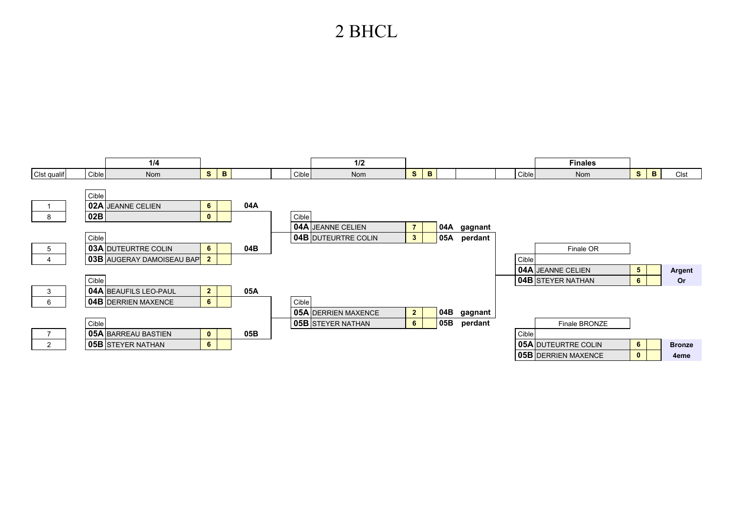# 2 BHCL

## 1/4

| Clst qualif | Cible | Nom | S | B | |
|---|---|---|---|---|---|
| 1 | 02A | JEANNE CELIEN | 6 | | 04A |
| 8 | 02B | | 0 | | |
| 5 | 03A | DUTEURTRE COLIN | 6 | | 04B |
| 4 | 03B | AUGERAY DAMOISEAU BAP | 2 | | |
| 3 | 04A | BEAUFILS LEO-PAUL | 2 | | 05A |
| 6 | 04B | DERRIEN MAXENCE | 6 | | |
| 7 | 05A | BARREAU BASTIEN | 0 | | 05B |
| 2 | 05B | STEYER NATHAN | 6 | | |

## 1/2

| Cible | Nom | S | B | | |
|---|---|---|---|---|---|
| 04A | JEANNE CELIEN | 7 | | 04A | gagnant |
| 04B | DUTEURTRE COLIN | 3 | | 05A | perdant |
| 05A | DERRIEN MAXENCE | 2 | | 04B | gagnant |
| 05B | STEYER NATHAN | 6 | | 05B | perdant |

## Finales

Finale OR

| Cible | Nom | S | B | Clst |
|---|---|---|---|---|
| 04A | JEANNE CELIEN | 5 | | Argent |
| 04B | STEYER NATHAN | 6 | | Or |

Finale BRONZE

| Cible | Nom | S | B | Clst |
|---|---|---|---|---|
| 05A | DUTEURTRE COLIN | 6 | | Bronze |
| 05B | DERRIEN MAXENCE | 0 | | 4eme |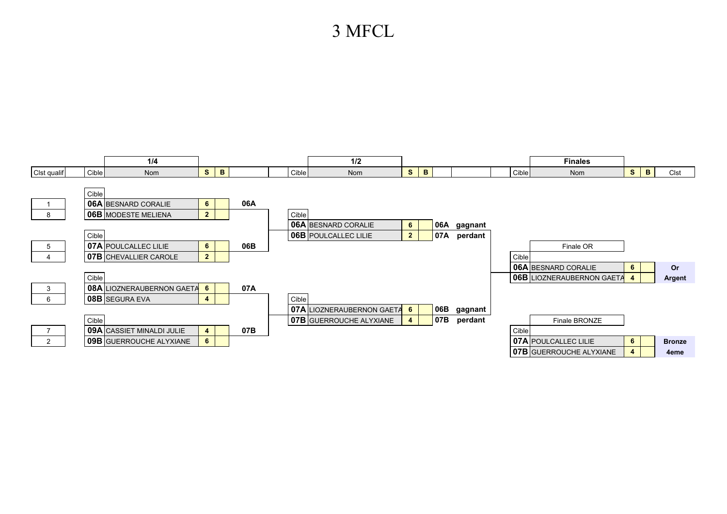# 3 MFCL

## 1/4

| Clst qualif | Cible | Nom | S | B | |
|---|---|---|---|---|---|
| 1 | 06A | BESNARD CORALIE | 6 | | 06A |
| 8 | 06B | MODESTE MELIENA | 2 | | |
| 5 | 07A | POULCALLEC LILIE | 6 | | 06B |
| 4 | 07B | CHEVALLIER CAROLE | 2 | | |
| 3 | 08A | LIOZNERAUBERNON GAETA | 6 | | 07A |
| 6 | 08B | SEGURA EVA | 4 | | |
| 7 | 09A | CASSIET MINALDI JULIE | 4 | | 07B |
| 2 | 09B | GUERROUCHE ALYXIANE | 6 | | |

## 1/2

| Cible | Nom | S | B | | |
|---|---|---|---|---|---|
| 06A | BESNARD CORALIE | 6 | | 06A | gagnant |
| 06B | POULCALLEC LILIE | 2 | | 07A | perdant |
| 07A | LIOZNERAUBERNON GAETA | 6 | | 06B | gagnant |
| 07B | GUERROUCHE ALYXIANE | 4 | | 07B | perdant |

## Finales

### Finale OR

| Cible | Nom | S | B | Clst |
|---|---|---|---|---|
| 06A | BESNARD CORALIE | 6 | | Or |
| 06B | LIOZNERAUBERNON GAETA | 4 | | Argent |

### Finale BRONZE

| Cible | Nom | S | B | Clst |
|---|---|---|---|---|
| 07A | POULCALLEC LILIE | 6 | | Bronze |
| 07B | GUERROUCHE ALYXIANE | 4 | | 4eme |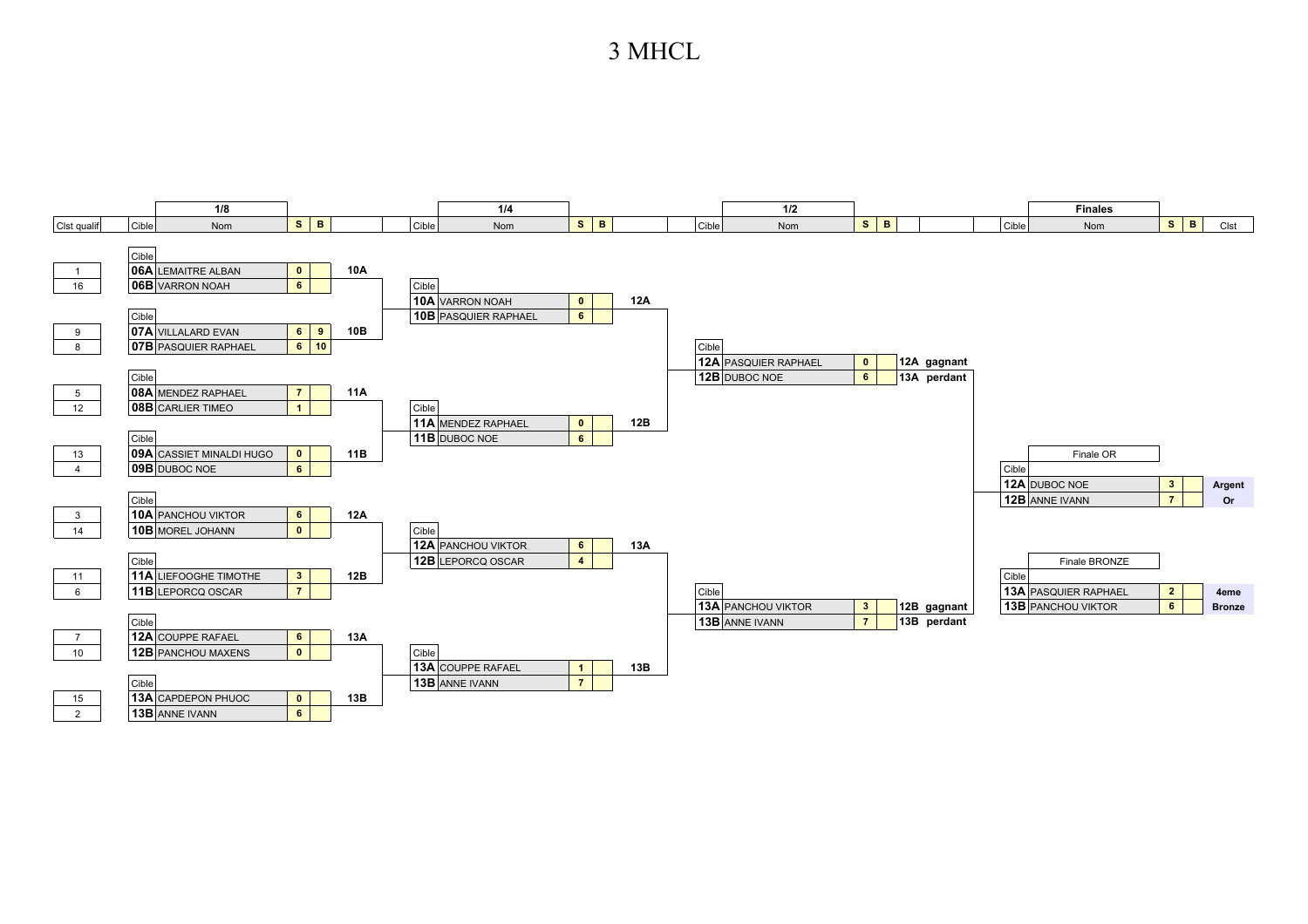# 3 MHCL

## 1/8

| Clst qualif | Cible | Nom | S | B | |
|---|---|---|---|---|---|
| 1 | 06A | LEMAITRE ALBAN | 0 | | 10A |
| 16 | 06B | VARRON NOAH | 6 | | |
| 9 | 07A | VILLALARD EVAN | 6 | 9 | 10B |
| 8 | 07B | PASQUIER RAPHAEL | 6 | 10 | |
| 5 | 08A | MENDEZ RAPHAEL | 7 | | 11A |
| 12 | 08B | CARLIER TIMEO | 1 | | |
| 13 | 09A | CASSIET MINALDI HUGO | 0 | | 11B |
| 4 | 09B | DUBOC NOE | 6 | | |
| 3 | 10A | PANCHOU VIKTOR | 6 | | 12A |
| 14 | 10B | MOREL JOHANN | 0 | | |
| 11 | 11A | LIEFOOGHE TIMOTHE | 3 | | 12B |
| 6 | 11B | LEPORCQ OSCAR | 7 | | |
| 7 | 12A | COUPPE RAFAEL | 6 | | 13A |
| 10 | 12B | PANCHOU MAXENS | 0 | | |
| 15 | 13A | CAPDEPON PHUOC | 0 | | 13B |
| 2 | 13B | ANNE IVANN | 6 | | |

## 1/4

| Cible | Nom | S | B | |
|---|---|---|---|---|
| 10A | VARRON NOAH | 0 | | 12A |
| 10B | PASQUIER RAPHAEL | 6 | | |
| 11A | MENDEZ RAPHAEL | 0 | | 12B |
| 11B | DUBOC NOE | 6 | | |
| 12A | PANCHOU VIKTOR | 6 | | 13A |
| 12B | LEPORCQ OSCAR | 4 | | |
| 13A | COUPPE RAFAEL | 1 | | 13B |
| 13B | ANNE IVANN | 7 | | |

## 1/2

| Cible | Nom | S | B | |
|---|---|---|---|---|
| 12A | PASQUIER RAPHAEL | 0 | | 12A gagnant |
| 12B | DUBOC NOE | 6 | | 13A perdant |
| 13A | PANCHOU VIKTOR | 3 | | 12B gagnant |
| 13B | ANNE IVANN | 7 | | 13B perdant |

## Finales

**Finale OR**

| Cible | Nom | S | B | Clst |
|---|---|---|---|---|
| 12A | DUBOC NOE | 3 | | Argent |
| 12B | ANNE IVANN | 7 | | Or |

**Finale BRONZE**

| Cible | Nom | S | B | Clst |
|---|---|---|---|---|
| 13A | PASQUIER RAPHAEL | 2 | | 4eme |
| 13B | PANCHOU VIKTOR | 6 | | Bronze |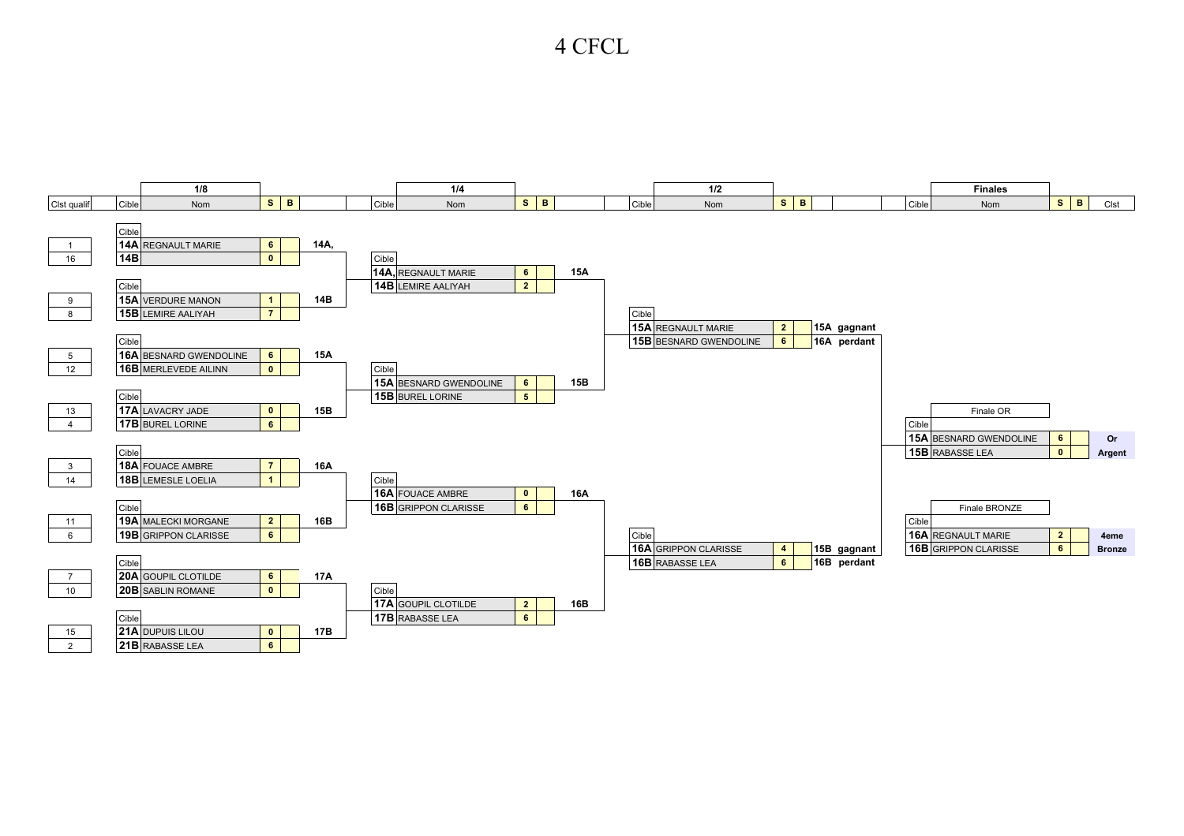# 4 CFCL

## 1/8

| Clst qualif | Cible | Nom | S | B | |
|---|---|---|---|---|---|
| 1 | 14A | REGNAULT MARIE | 6 | | 14A, |
| 16 | 14B | | 0 | | |
| 9 | 15A | VERDURE MANON | 1 | | 14B |
| 8 | 15B | LEMIRE AALIYAH | 7 | | |
| 5 | 16A | BESNARD GWENDOLINE | 6 | | 15A |
| 12 | 16B | MERLEVEDE AILINN | 0 | | |
| 13 | 17A | LAVACRY JADE | 0 | | 15B |
| 4 | 17B | BUREL LORINE | 6 | | |
| 3 | 18A | FOUACE AMBRE | 7 | | 16A |
| 14 | 18B | LEMESLE LOELIA | 1 | | |
| 11 | 19A | MALECKI MORGANE | 2 | | 16B |
| 6 | 19B | GRIPPON CLARISSE | 6 | | |
| 7 | 20A | GOUPIL CLOTILDE | 6 | | 17A |
| 10 | 20B | SABLIN ROMANE | 0 | | |
| 15 | 21A | DUPUIS LILOU | 0 | | 17B |
| 2 | 21B | RABASSE LEA | 6 | | |

## 1/4

| Cible | Nom | S | B | |
|---|---|---|---|---|
| 14A, | REGNAULT MARIE | 6 | | 15A |
| 14B | LEMIRE AALIYAH | 2 | | |
| 15A | BESNARD GWENDOLINE | 6 | | 15B |
| 15B | BUREL LORINE | 5 | | |
| 16A | FOUACE AMBRE | 0 | | 16A |
| 16B | GRIPPON CLARISSE | 6 | | |
| 17A | GOUPIL CLOTILDE | 2 | | 16B |
| 17B | RABASSE LEA | 6 | | |

## 1/2

| Cible | Nom | S | B | |
|---|---|---|---|---|
| 15A | REGNAULT MARIE | 2 | | 15A gagnant |
| 15B | BESNARD GWENDOLINE | 6 | | 16A perdant |
| 16A | GRIPPON CLARISSE | 4 | | 15B gagnant |
| 16B | RABASSE LEA | 6 | | 16B perdant |

## Finales

### Finale OR

| Cible | Nom | S | B | Clst |
|---|---|---|---|---|
| 15A | BESNARD GWENDOLINE | 6 | | Or |
| 15B | RABASSE LEA | 0 | | Argent |

### Finale BRONZE

| Cible | Nom | S | B | Clst |
|---|---|---|---|---|
| 16A | REGNAULT MARIE | 2 | | 4eme |
| 16B | GRIPPON CLARISSE | 6 | | Bronze |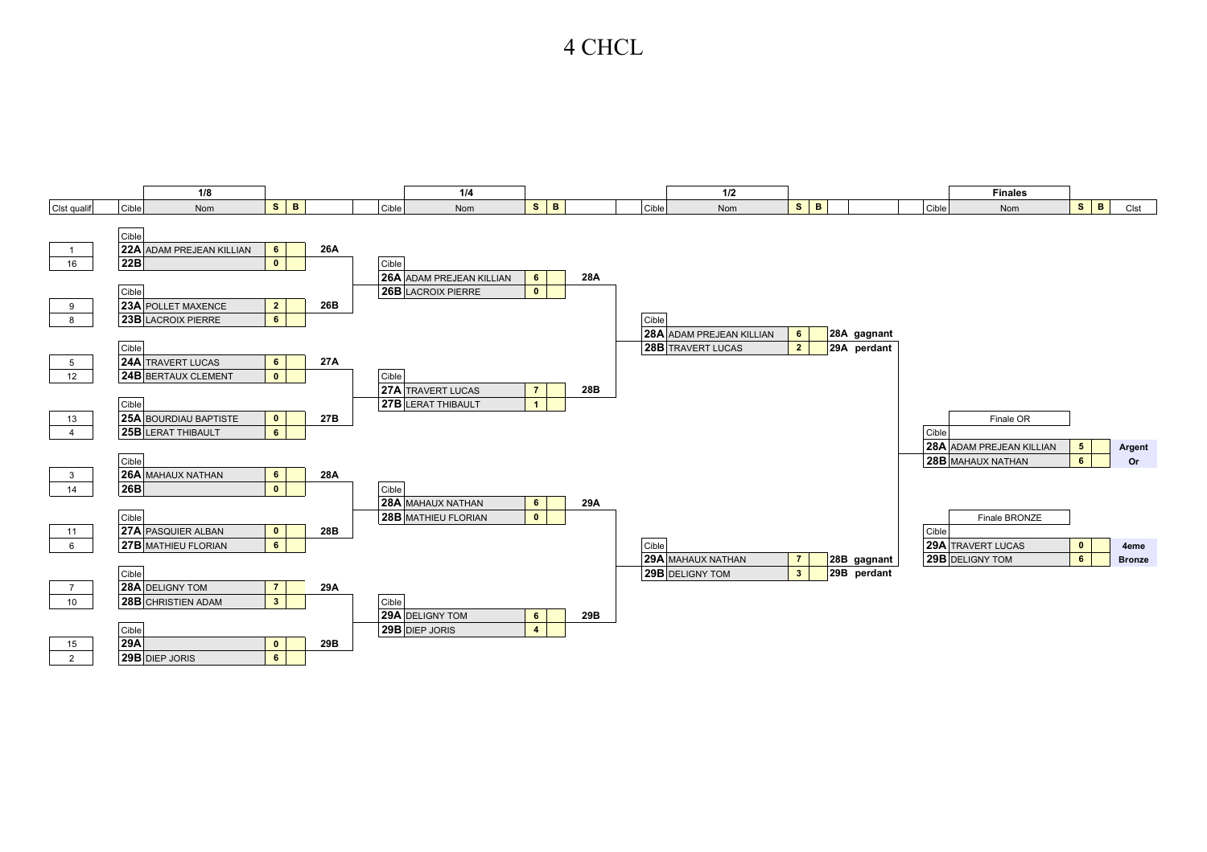# 4 CHCL

## 1/8

| Clst qualif | Cible | Nom | S | B | |
|---|---|---|---|---|---|
| 1 | 22A | ADAM PREJEAN KILLIAN | 6 | | 26A |
| 16 | 22B | | 0 | | |
| 9 | 23A | POLLET MAXENCE | 2 | | 26B |
| 8 | 23B | LACROIX PIERRE | 6 | | |
| 5 | 24A | TRAVERT LUCAS | 6 | | 27A |
| 12 | 24B | BERTAUX CLEMENT | 0 | | |
| 13 | 25A | BOURDIAU BAPTISTE | 0 | | 27B |
| 4 | 25B | LERAT THIBAULT | 6 | | |
| 3 | 26A | MAHAUX NATHAN | 6 | | 28A |
| 14 | 26B | | 0 | | |
| 11 | 27A | PASQUIER ALBAN | 0 | | 28B |
| 6 | 27B | MATHIEU FLORIAN | 6 | | |
| 7 | 28A | DELIGNY TOM | 7 | | 29A |
| 10 | 28B | CHRISTIEN ADAM | 3 | | |
| 15 | 29A | | 0 | | 29B |
| 2 | 29B | DIEP JORIS | 6 | | |

## 1/4

| Cible | Nom | S | B | |
|---|---|---|---|---|
| 26A | ADAM PREJEAN KILLIAN | 6 | | 28A |
| 26B | LACROIX PIERRE | 0 | | |
| 27A | TRAVERT LUCAS | 7 | | 28B |
| 27B | LERAT THIBAULT | 1 | | |
| 28A | MAHAUX NATHAN | 6 | | 29A |
| 28B | MATHIEU FLORIAN | 0 | | |
| 29A | DELIGNY TOM | 6 | | 29B |
| 29B | DIEP JORIS | 4 | | |

## 1/2

| Cible | Nom | S | B | |
|---|---|---|---|---|
| 28A | ADAM PREJEAN KILLIAN | 6 | | 28A gagnant |
| 28B | TRAVERT LUCAS | 2 | | 29A perdant |
| 29A | MAHAUX NATHAN | 7 | | 28B gagnant |
| 29B | DELIGNY TOM | 3 | | 29B perdant |

## Finales

**Finale OR**

| Cible | Nom | S | B | Clst |
|---|---|---|---|---|
| 28A | ADAM PREJEAN KILLIAN | 5 | | Argent |
| 28B | MAHAUX NATHAN | 6 | | Or |

**Finale BRONZE**

| Cible | Nom | S | B | Clst |
|---|---|---|---|---|
| 29A | TRAVERT LUCAS | 0 | | 4eme |
| 29B | DELIGNY TOM | 6 | | Bronze |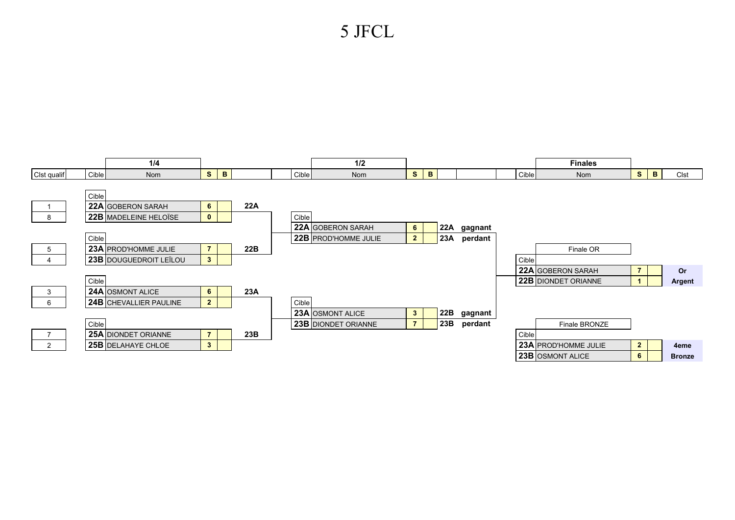# 5 JFCL

## 1/4

| Clst qualif | Cible | Nom | S | B | |
|---|---|---|---|---|---|
| 1 | 22A | GOBERON SARAH | 6 | | 22A |
| 8 | 22B | MADELEINE HELOÏSE | 0 | | |
| 5 | 23A | PROD'HOMME JULIE | 7 | | 22B |
| 4 | 23B | DOUGUEDROIT LEÏLOU | 3 | | |
| 3 | 24A | OSMONT ALICE | 6 | | 23A |
| 6 | 24B | CHEVALLIER PAULINE | 2 | | |
| 7 | 25A | DIONDET ORIANNE | 7 | | 23B |
| 2 | 25B | DELAHAYE CHLOE | 3 | | |

## 1/2

| Cible | Nom | S | B | | |
|---|---|---|---|---|---|
| 22A | GOBERON SARAH | 6 | | 22A | gagnant |
| 22B | PROD'HOMME JULIE | 2 | | 23A | perdant |
| 23A | OSMONT ALICE | 3 | | 22B | gagnant |
| 23B | DIONDET ORIANNE | 7 | | 23B | perdant |

## Finales

| | Cible | Nom | S | B | Clst |
|---|---|---|---|---|---|
| Finale OR | 22A | GOBERON SARAH | 7 | | Or |
| | 22B | DIONDET ORIANNE | 1 | | Argent |
| Finale BRONZE | 23A | PROD'HOMME JULIE | 2 | | 4eme |
| | 23B | OSMONT ALICE | 6 | | Bronze |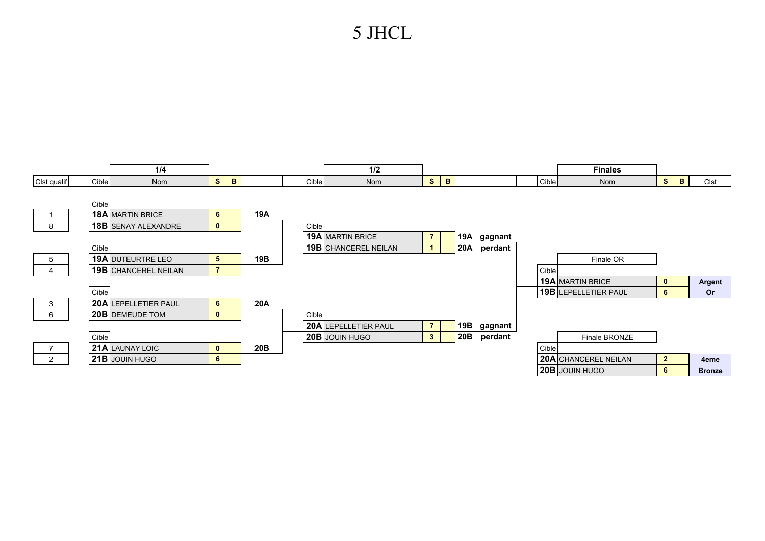# 5 JHCL

## 1/4

| Clst qualif | Cible | Nom | S | B | |
|---|---|---|---|---|---|
| 1 | 18A | MARTIN BRICE | 6 | | 19A |
| 8 | 18B | SENAY ALEXANDRE | 0 | | |
| 5 | 19A | DUTEURTRE LEO | 5 | | 19B |
| 4 | 19B | CHANCEREL NEILAN | 7 | | |
| 3 | 20A | LEPELLETIER PAUL | 6 | | 20A |
| 6 | 20B | DEMEUDE TOM | 0 | | |
| 7 | 21A | LAUNAY LOIC | 0 | | 20B |
| 2 | 21B | JOUIN HUGO | 6 | | |

## 1/2

| Cible | Nom | S | B | | |
|---|---|---|---|---|---|
| 19A | MARTIN BRICE | 7 | | 19A | gagnant |
| 19B | CHANCEREL NEILAN | 1 | | 20A | perdant |
| 20A | LEPELLETIER PAUL | 7 | | 19B | gagnant |
| 20B | JOUIN HUGO | 3 | | 20B | perdant |

## Finales

### Finale OR

| Cible | Nom | S | B | Clst |
|---|---|---|---|---|
| 19A | MARTIN BRICE | 0 | | Argent |
| 19B | LEPELLETIER PAUL | 6 | | Or |

### Finale BRONZE

| Cible | Nom | S | B | Clst |
|---|---|---|---|---|
| 20A | CHANCEREL NEILAN | 2 | | 4eme |
| 20B | JOUIN HUGO | 6 | | Bronze |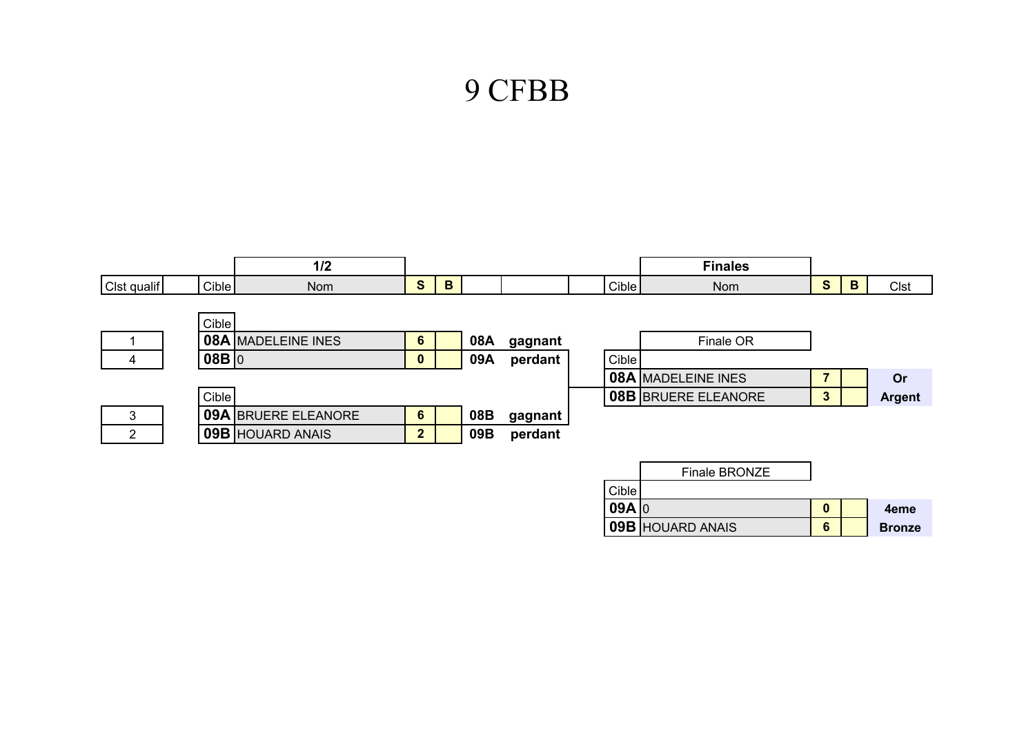# 9 CFBB

## 1/2

| Clst qualif | Cible | Nom | S | B | | |
|---|---|---|---|---|---|---|
| 1 | 08A | MADELEINE INES | 6 | | 08A | gagnant |
| 4 | 08B | 0 | 0 | | 09A | perdant |
| 3 | 09A | BRUERE ELEANORE | 6 | | 08B | gagnant |
| 2 | 09B | HOUARD ANAIS | 2 | | 09B | perdant |

## Finales

### Finale OR

| Cible | Nom | S | B | Clst |
|---|---|---|---|---|
| 08A | MADELEINE INES | 7 | | Or |
| 08B | BRUERE ELEANORE | 3 | | Argent |

### Finale BRONZE

| Cible | Nom | S | B | Clst |
|---|---|---|---|---|
| 09A | 0 | 0 | | 4eme |
| 09B | HOUARD ANAIS | 6 | | Bronze |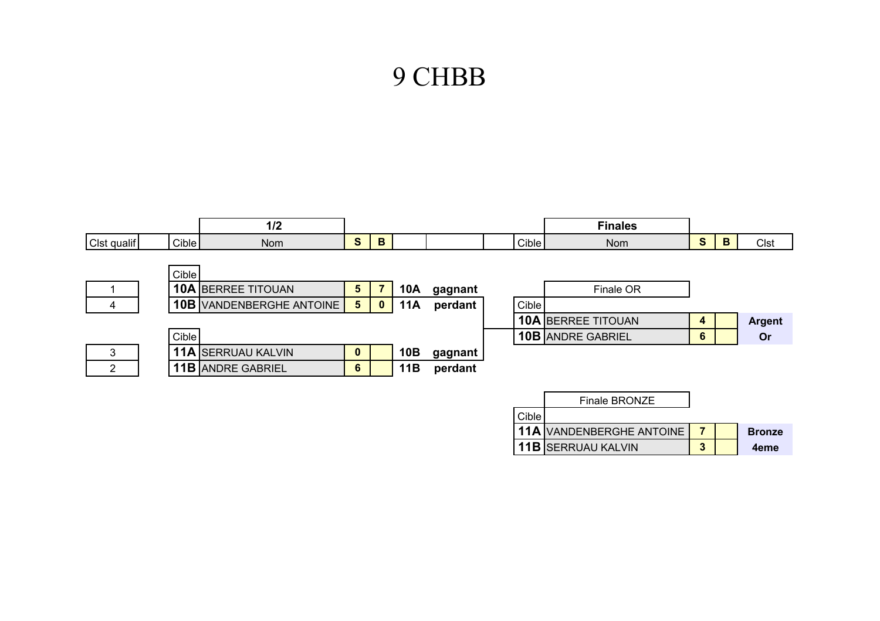# 9 CHBB

## 1/2

| Clst qualif | Cible | Nom | S | B | | |
|---|---|---|---|---|---|---|
| 1 | 10A | BERREE TITOUAN | 5 | 7 | 10A | gagnant |
| 4 | 10B | VANDENBERGHE ANTOINE | 5 | 0 | 11A | perdant |
| 3 | 11A | SERRUAU KALVIN | 0 | | 10B | gagnant |
| 2 | 11B | ANDRE GABRIEL | 6 | | 11B | perdant |

## Finales

### Finale OR

| Cible | Nom | S | B | Clst |
|---|---|---|---|---|
| 10A | BERREE TITOUAN | 4 | | Argent |
| 10B | ANDRE GABRIEL | 6 | | Or |

### Finale BRONZE

| Cible | Nom | S | B | Clst |
|---|---|---|---|---|
| 11A | VANDENBERGHE ANTOINE | 7 | | Bronze |
| 11B | SERRUAU KALVIN | 3 | | 4eme |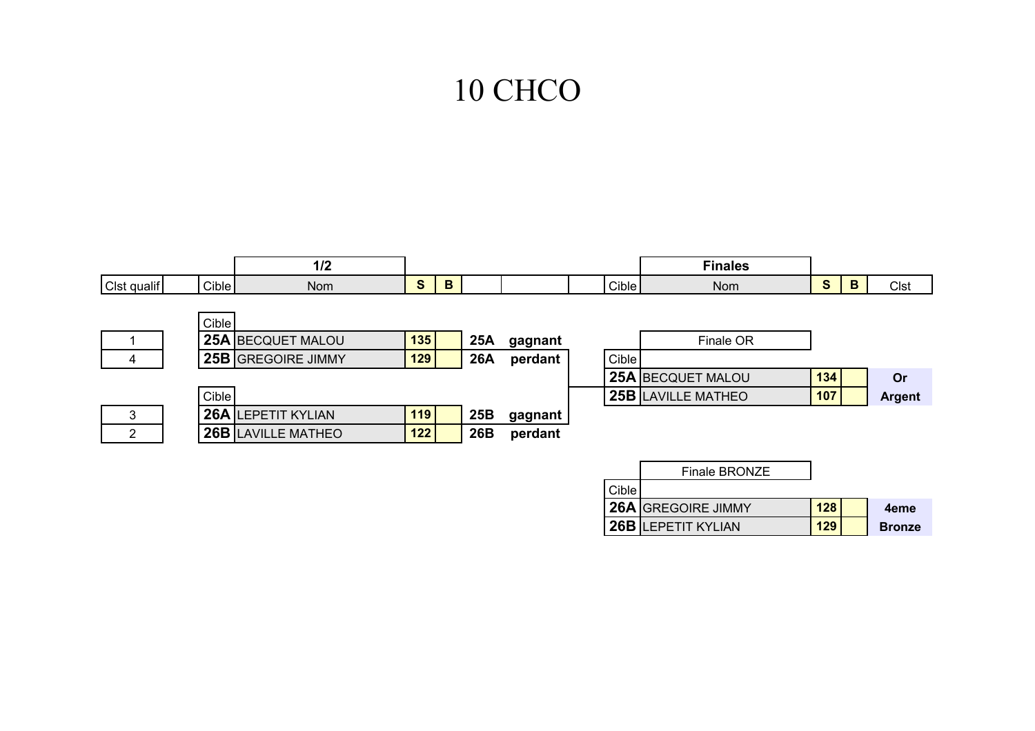# 10 CHCO

## 1/2

| Clst qualif | Cible | Nom | S | B | | |
|---|---|---|---|---|---|---|
| 1 | 25A | BECQUET MALOU | 135 | | 25A | gagnant |
| 4 | 25B | GREGOIRE JIMMY | 129 | | 26A | perdant |
| 3 | 26A | LEPETIT KYLIAN | 119 | | 25B | gagnant |
| 2 | 26B | LAVILLE MATHEO | 122 | | 26B | perdant |

## Finales

### Finale OR

| Cible | Nom | S | B | Clst |
|---|---|---|---|---|
| 25A | BECQUET MALOU | 134 | | Or |
| 25B | LAVILLE MATHEO | 107 | | Argent |

### Finale BRONZE

| Cible | Nom | S | B | Clst |
|---|---|---|---|---|
| 26A | GREGOIRE JIMMY | 128 | | 4eme |
| 26B | LEPETIT KYLIAN | 129 | | Bronze |